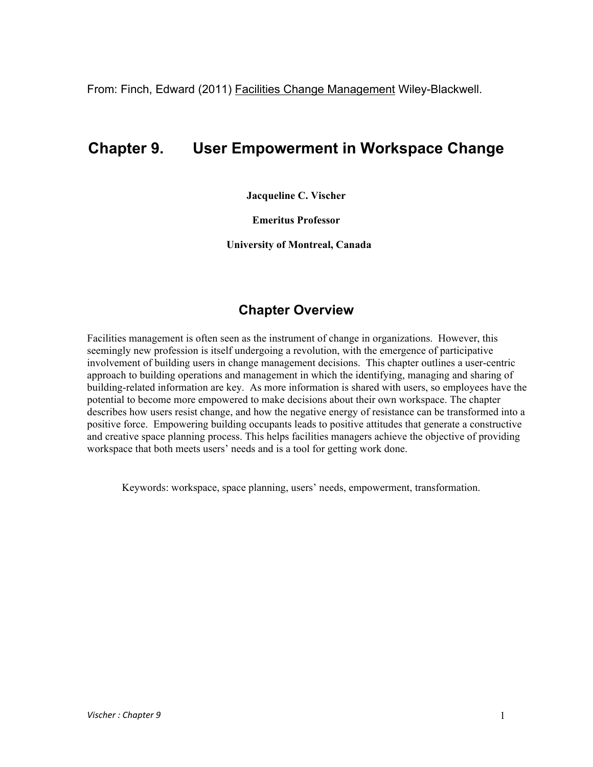From: Finch, Edward (2011) Facilities Change Management Wiley-Blackwell.

# Chapter 9. User Empowerment in Workspace Change

**Jacqueline C. Vischer**

**Emeritus Professor**

**University of Montreal, Canada**

## Chapter Overview

Facilities management is often seen as the instrument of change in organizations. However, this seemingly new profession is itself undergoing a revolution, with the emergence of participative involvement of building users in change management decisions. This chapter outlines a user-centric approach to building operations and management in which the identifying, managing and sharing of building-related information are key. As more information is shared with users, so employees have the potential to become more empowered to make decisions about their own workspace. The chapter describes how users resist change, and how the negative energy of resistance can be transformed into a positive force. Empowering building occupants leads to positive attitudes that generate a constructive and creative space planning process. This helps facilities managers achieve the objective of providing workspace that both meets users' needs and is a tool for getting work done.

Keywords: workspace, space planning, users' needs, empowerment, transformation.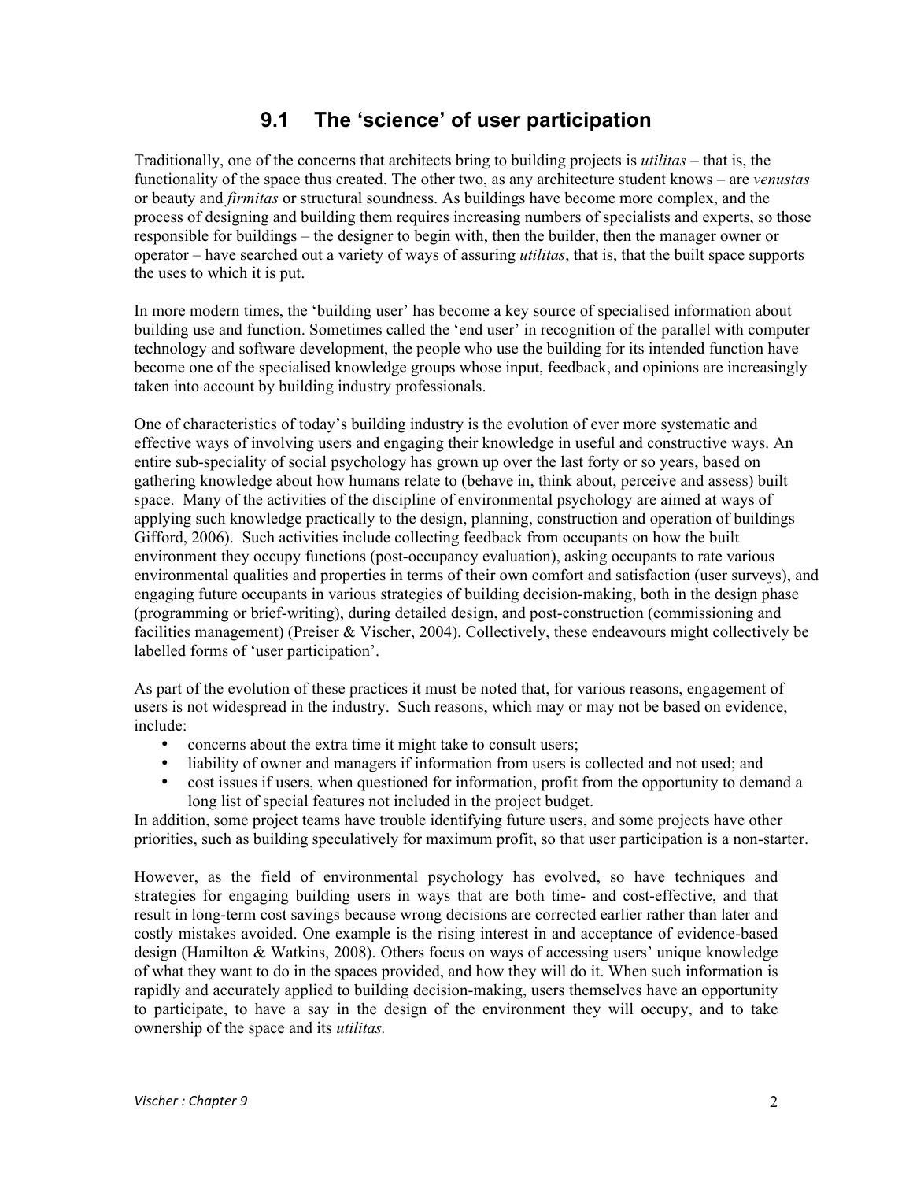## 9.1 The 'science' of user participation

Traditionally, one of the concerns that architects bring to building projects is *utilitas* – that is, the functionality of the space thus created. The other two, as any architecture student knows – are *venustas* or beauty and *firmitas* or structural soundness. As buildings have become more complex, and the process of designing and building them requires increasing numbers of specialists and experts, so those responsible for buildings – the designer to begin with, then the builder, then the manager owner or operator – have searched out a variety of ways of assuring *utilitas*, that is, that the built space supports the uses to which it is put.

In more modern times, the 'building user' has become a key source of specialised information about building use and function. Sometimes called the 'end user' in recognition of the parallel with computer technology and software development, the people who use the building for its intended function have become one of the specialised knowledge groups whose input, feedback, and opinions are increasingly taken into account by building industry professionals.

One of characteristics of today's building industry is the evolution of ever more systematic and effective ways of involving users and engaging their knowledge in useful and constructive ways. An entire sub-speciality of social psychology has grown up over the last forty or so years, based on gathering knowledge about how humans relate to (behave in, think about, perceive and assess) built space. Many of the activities of the discipline of environmental psychology are aimed at ways of applying such knowledge practically to the design, planning, construction and operation of buildings Gifford, 2006). Such activities include collecting feedback from occupants on how the built environment they occupy functions (post-occupancy evaluation), asking occupants to rate various environmental qualities and properties in terms of their own comfort and satisfaction (user surveys), and engaging future occupants in various strategies of building decision-making, both in the design phase (programming or brief-writing), during detailed design, and post-construction (commissioning and facilities management) (Preiser & Vischer, 2004). Collectively, these endeavours might collectively be labelled forms of 'user participation'.

As part of the evolution of these practices it must be noted that, for various reasons, engagement of users is not widespread in the industry. Such reasons, which may or may not be based on evidence, include:

- concerns about the extra time it might take to consult users;
- liability of owner and managers if information from users is collected and not used; and
- cost issues if users, when questioned for information, profit from the opportunity to demand a long list of special features not included in the project budget.

In addition, some project teams have trouble identifying future users, and some projects have other priorities, such as building speculatively for maximum profit, so that user participation is a non-starter.

However, as the field of environmental psychology has evolved, so have techniques and strategies for engaging building users in ways that are both time- and cost-effective, and that result in long-term cost savings because wrong decisions are corrected earlier rather than later and costly mistakes avoided. One example is the rising interest in and acceptance of evidence-based design (Hamilton & Watkins, 2008). Others focus on ways of accessing users' unique knowledge of what they want to do in the spaces provided, and how they will do it. When such information is rapidly and accurately applied to building decision-making, users themselves have an opportunity to participate, to have a say in the design of the environment they will occupy, and to take ownership of the space and its *utilitas.*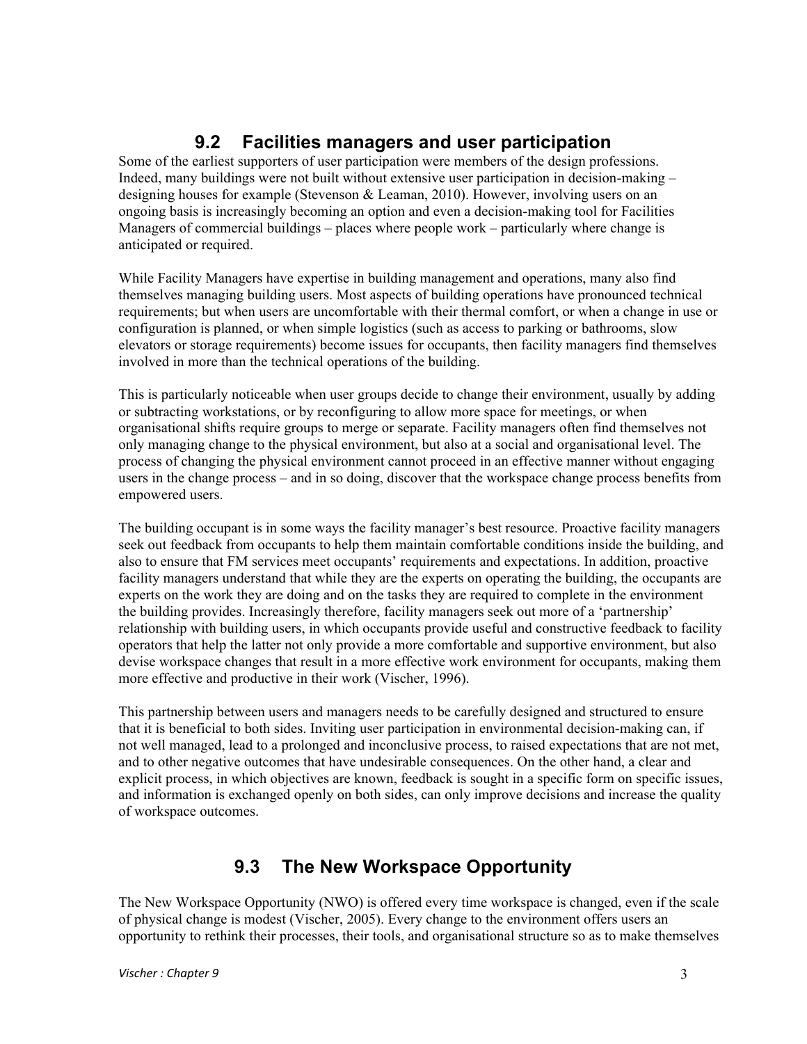## 9.2 Facilities managers and user participation

Some of the earliest supporters of user participation were members of the design professions. Indeed, many buildings were not built without extensive user participation in decision-making – designing houses for example (Stevenson & Leaman, 2010). However, involving users on an ongoing basis is increasingly becoming an option and even a decision-making tool for Facilities Managers of commercial buildings – places where people work – particularly where change is anticipated or required.

While Facility Managers have expertise in building management and operations, many also find themselves managing building users. Most aspects of building operations have pronounced technical requirements; but when users are uncomfortable with their thermal comfort, or when a change in use or configuration is planned, or when simple logistics (such as access to parking or bathrooms, slow elevators or storage requirements) become issues for occupants, then facility managers find themselves involved in more than the technical operations of the building.

This is particularly noticeable when user groups decide to change their environment, usually by adding or subtracting workstations, or by reconfiguring to allow more space for meetings, or when organisational shifts require groups to merge or separate. Facility managers often find themselves not only managing change to the physical environment, but also at a social and organisational level. The process of changing the physical environment cannot proceed in an effective manner without engaging users in the change process – and in so doing, discover that the workspace change process benefits from empowered users.

The building occupant is in some ways the facility manager's best resource. Proactive facility managers seek out feedback from occupants to help them maintain comfortable conditions inside the building, and also to ensure that FM services meet occupants' requirements and expectations. In addition, proactive facility managers understand that while they are the experts on operating the building, the occupants are experts on the work they are doing and on the tasks they are required to complete in the environment the building provides. Increasingly therefore, facility managers seek out more of a 'partnership' relationship with building users, in which occupants provide useful and constructive feedback to facility operators that help the latter not only provide a more comfortable and supportive environment, but also devise workspace changes that result in a more effective work environment for occupants, making them more effective and productive in their work (Vischer, 1996).

This partnership between users and managers needs to be carefully designed and structured to ensure that it is beneficial to both sides. Inviting user participation in environmental decision-making can, if not well managed, lead to a prolonged and inconclusive process, to raised expectations that are not met, and to other negative outcomes that have undesirable consequences. On the other hand, a clear and explicit process, in which objectives are known, feedback is sought in a specific form on specific issues, and information is exchanged openly on both sides, can only improve decisions and increase the quality of workspace outcomes.

## 9.3 The New Workspace Opportunity

The New Workspace Opportunity (NWO) is offered every time workspace is changed, even if the scale of physical change is modest (Vischer, 2005). Every change to the environment offers users an opportunity to rethink their processes, their tools, and organisational structure so as to make themselves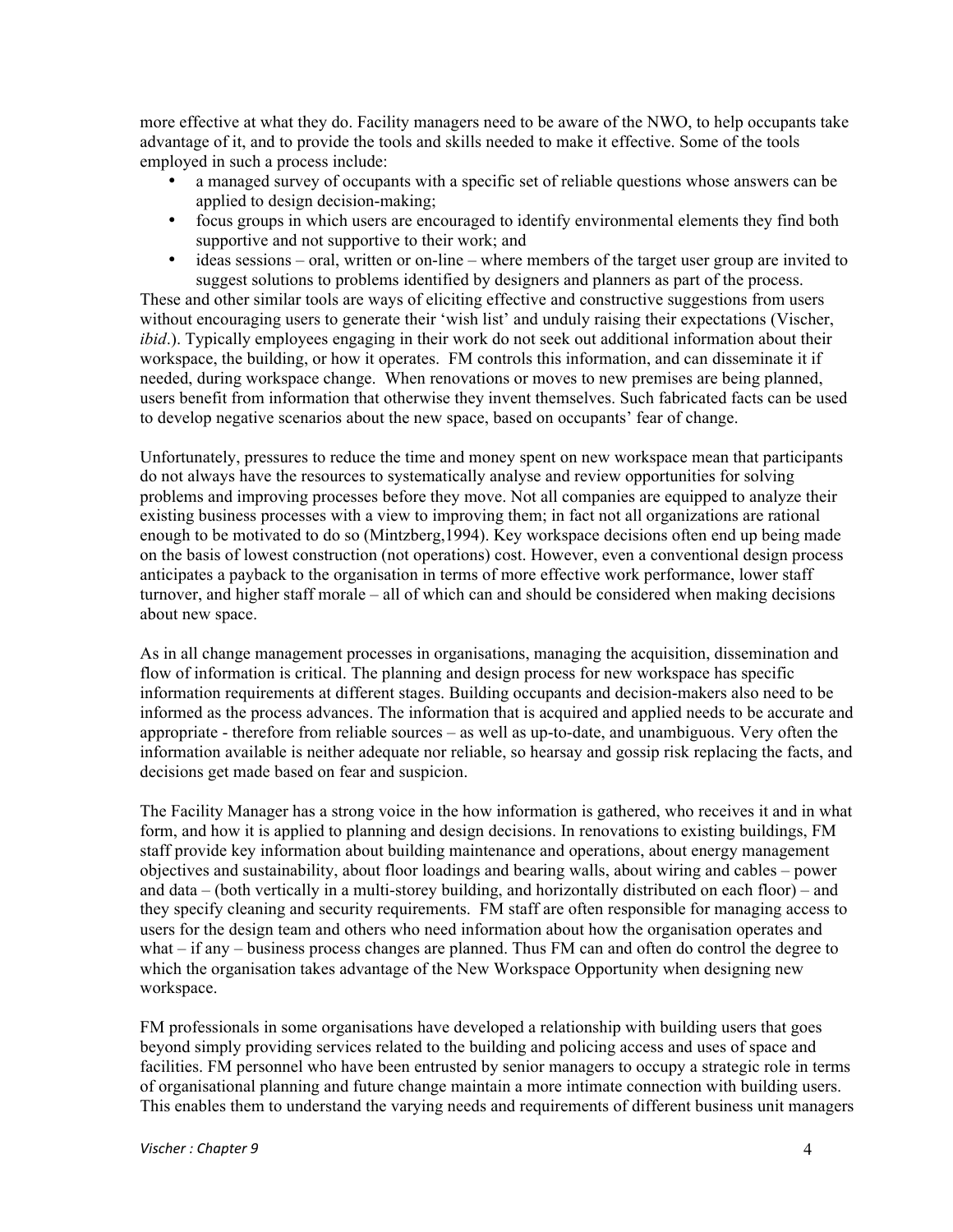more effective at what they do. Facility managers need to be aware of the NWO, to help occupants take advantage of it, and to provide the tools and skills needed to make it effective. Some of the tools employed in such a process include:

- a managed survey of occupants with a specific set of reliable questions whose answers can be applied to design decision-making;
- focus groups in which users are encouraged to identify environmental elements they find both supportive and not supportive to their work; and
- ideas sessions – oral, written or on-line – where members of the target user group are invited to suggest solutions to problems identified by designers and planners as part of the process.

These and other similar tools are ways of eliciting effective and constructive suggestions from users without encouraging users to generate their 'wish list' and unduly raising their expectations (Vischer, *ibid*.). Typically employees engaging in their work do not seek out additional information about their workspace, the building, or how it operates. FM controls this information, and can disseminate it if needed, during workspace change. When renovations or moves to new premises are being planned, users benefit from information that otherwise they invent themselves. Such fabricated facts can be used to develop negative scenarios about the new space, based on occupants' fear of change.

Unfortunately, pressures to reduce the time and money spent on new workspace mean that participants do not always have the resources to systematically analyse and review opportunities for solving problems and improving processes before they move. Not all companies are equipped to analyze their existing business processes with a view to improving them; in fact not all organizations are rational enough to be motivated to do so (Mintzberg,1994). Key workspace decisions often end up being made on the basis of lowest construction (not operations) cost. However, even a conventional design process anticipates a payback to the organisation in terms of more effective work performance, lower staff turnover, and higher staff morale – all of which can and should be considered when making decisions about new space.

As in all change management processes in organisations, managing the acquisition, dissemination and flow of information is critical. The planning and design process for new workspace has specific information requirements at different stages. Building occupants and decision-makers also need to be informed as the process advances. The information that is acquired and applied needs to be accurate and appropriate - therefore from reliable sources – as well as up-to-date, and unambiguous. Very often the information available is neither adequate nor reliable, so hearsay and gossip risk replacing the facts, and decisions get made based on fear and suspicion.

The Facility Manager has a strong voice in the how information is gathered, who receives it and in what form, and how it is applied to planning and design decisions. In renovations to existing buildings, FM staff provide key information about building maintenance and operations, about energy management objectives and sustainability, about floor loadings and bearing walls, about wiring and cables – power and data – (both vertically in a multi-storey building, and horizontally distributed on each floor) – and they specify cleaning and security requirements. FM staff are often responsible for managing access to users for the design team and others who need information about how the organisation operates and what – if any – business process changes are planned. Thus FM can and often do control the degree to which the organisation takes advantage of the New Workspace Opportunity when designing new workspace.

FM professionals in some organisations have developed a relationship with building users that goes beyond simply providing services related to the building and policing access and uses of space and facilities. FM personnel who have been entrusted by senior managers to occupy a strategic role in terms of organisational planning and future change maintain a more intimate connection with building users. This enables them to understand the varying needs and requirements of different business unit managers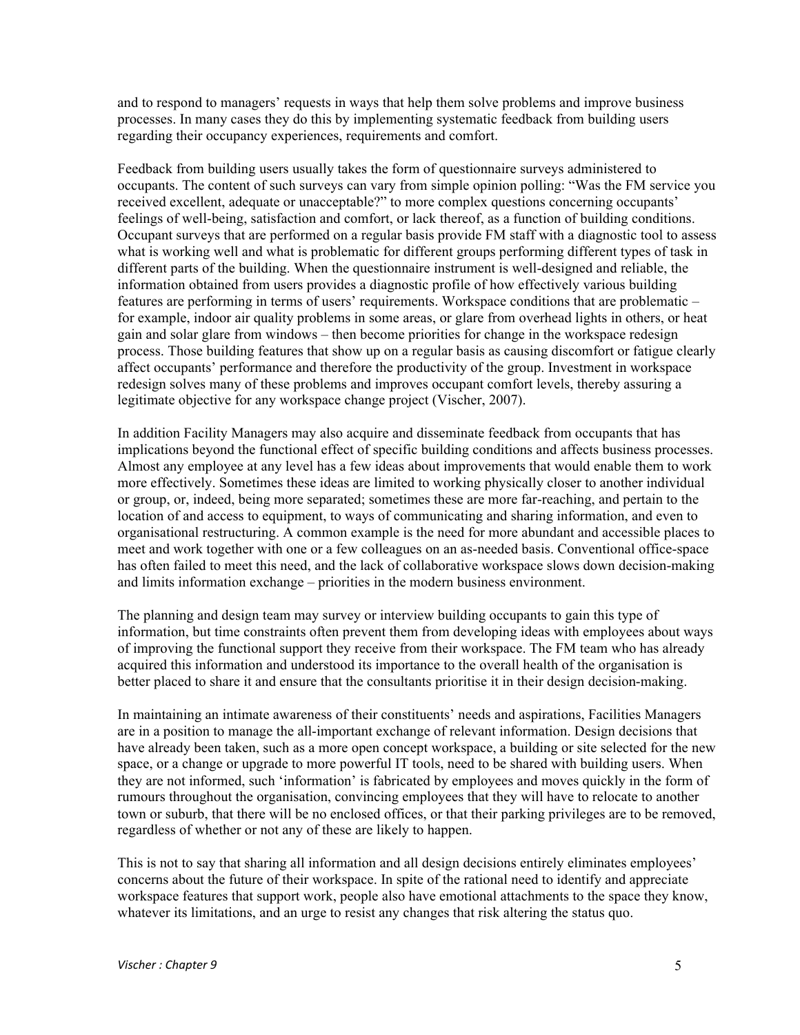and to respond to managers' requests in ways that help them solve problems and improve business processes. In many cases they do this by implementing systematic feedback from building users regarding their occupancy experiences, requirements and comfort.

Feedback from building users usually takes the form of questionnaire surveys administered to occupants. The content of such surveys can vary from simple opinion polling: "Was the FM service you received excellent, adequate or unacceptable?" to more complex questions concerning occupants' feelings of well-being, satisfaction and comfort, or lack thereof, as a function of building conditions. Occupant surveys that are performed on a regular basis provide FM staff with a diagnostic tool to assess what is working well and what is problematic for different groups performing different types of task in different parts of the building. When the questionnaire instrument is well-designed and reliable, the information obtained from users provides a diagnostic profile of how effectively various building features are performing in terms of users' requirements. Workspace conditions that are problematic – for example, indoor air quality problems in some areas, or glare from overhead lights in others, or heat gain and solar glare from windows – then become priorities for change in the workspace redesign process. Those building features that show up on a regular basis as causing discomfort or fatigue clearly affect occupants' performance and therefore the productivity of the group. Investment in workspace redesign solves many of these problems and improves occupant comfort levels, thereby assuring a legitimate objective for any workspace change project (Vischer, 2007).

In addition Facility Managers may also acquire and disseminate feedback from occupants that has implications beyond the functional effect of specific building conditions and affects business processes. Almost any employee at any level has a few ideas about improvements that would enable them to work more effectively. Sometimes these ideas are limited to working physically closer to another individual or group, or, indeed, being more separated; sometimes these are more far-reaching, and pertain to the location of and access to equipment, to ways of communicating and sharing information, and even to organisational restructuring. A common example is the need for more abundant and accessible places to meet and work together with one or a few colleagues on an as-needed basis. Conventional office-space has often failed to meet this need, and the lack of collaborative workspace slows down decision-making and limits information exchange – priorities in the modern business environment.

The planning and design team may survey or interview building occupants to gain this type of information, but time constraints often prevent them from developing ideas with employees about ways of improving the functional support they receive from their workspace. The FM team who has already acquired this information and understood its importance to the overall health of the organisation is better placed to share it and ensure that the consultants prioritise it in their design decision-making.

In maintaining an intimate awareness of their constituents' needs and aspirations, Facilities Managers are in a position to manage the all-important exchange of relevant information. Design decisions that have already been taken, such as a more open concept workspace, a building or site selected for the new space, or a change or upgrade to more powerful IT tools, need to be shared with building users. When they are not informed, such 'information' is fabricated by employees and moves quickly in the form of rumours throughout the organisation, convincing employees that they will have to relocate to another town or suburb, that there will be no enclosed offices, or that their parking privileges are to be removed, regardless of whether or not any of these are likely to happen.

This is not to say that sharing all information and all design decisions entirely eliminates employees' concerns about the future of their workspace. In spite of the rational need to identify and appreciate workspace features that support work, people also have emotional attachments to the space they know, whatever its limitations, and an urge to resist any changes that risk altering the status quo.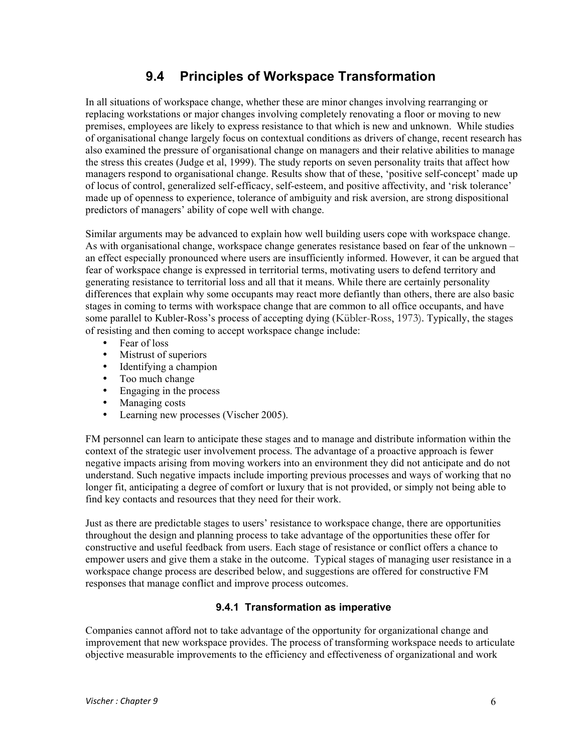## 9.4 Principles of Workspace Transformation

In all situations of workspace change, whether these are minor changes involving rearranging or replacing workstations or major changes involving completely renovating a floor or moving to new premises, employees are likely to express resistance to that which is new and unknown. While studies of organisational change largely focus on contextual conditions as drivers of change, recent research has also examined the pressure of organisational change on managers and their relative abilities to manage the stress this creates (Judge et al, 1999). The study reports on seven personality traits that affect how managers respond to organisational change. Results show that of these, 'positive self-concept' made up of locus of control, generalized self-efficacy, self-esteem, and positive affectivity, and 'risk tolerance' made up of openness to experience, tolerance of ambiguity and risk aversion, are strong dispositional predictors of managers' ability of cope well with change.

Similar arguments may be advanced to explain how well building users cope with workspace change. As with organisational change, workspace change generates resistance based on fear of the unknown – an effect especially pronounced where users are insufficiently informed. However, it can be argued that fear of workspace change is expressed in territorial terms, motivating users to defend territory and generating resistance to territorial loss and all that it means. While there are certainly personality differences that explain why some occupants may react more defiantly than others, there are also basic stages in coming to terms with workspace change that are common to all office occupants, and have some parallel to Kubler-Ross's process of accepting dying (Kübler-Ross, 1973). Typically, the stages of resisting and then coming to accept workspace change include:

- Fear of loss
- Mistrust of superiors
- Identifying a champion
- Too much change
- Engaging in the process
- Managing costs
- Learning new processes (Vischer 2005).

FM personnel can learn to anticipate these stages and to manage and distribute information within the context of the strategic user involvement process. The advantage of a proactive approach is fewer negative impacts arising from moving workers into an environment they did not anticipate and do not understand. Such negative impacts include importing previous processes and ways of working that no longer fit, anticipating a degree of comfort or luxury that is not provided, or simply not being able to find key contacts and resources that they need for their work.

Just as there are predictable stages to users' resistance to workspace change, there are opportunities throughout the design and planning process to take advantage of the opportunities these offer for constructive and useful feedback from users. Each stage of resistance or conflict offers a chance to empower users and give them a stake in the outcome. Typical stages of managing user resistance in a workspace change process are described below, and suggestions are offered for constructive FM responses that manage conflict and improve process outcomes.

### 9.4.1 Transformation as imperative

Companies cannot afford not to take advantage of the opportunity for organizational change and improvement that new workspace provides. The process of transforming workspace needs to articulate objective measurable improvements to the efficiency and effectiveness of organizational and work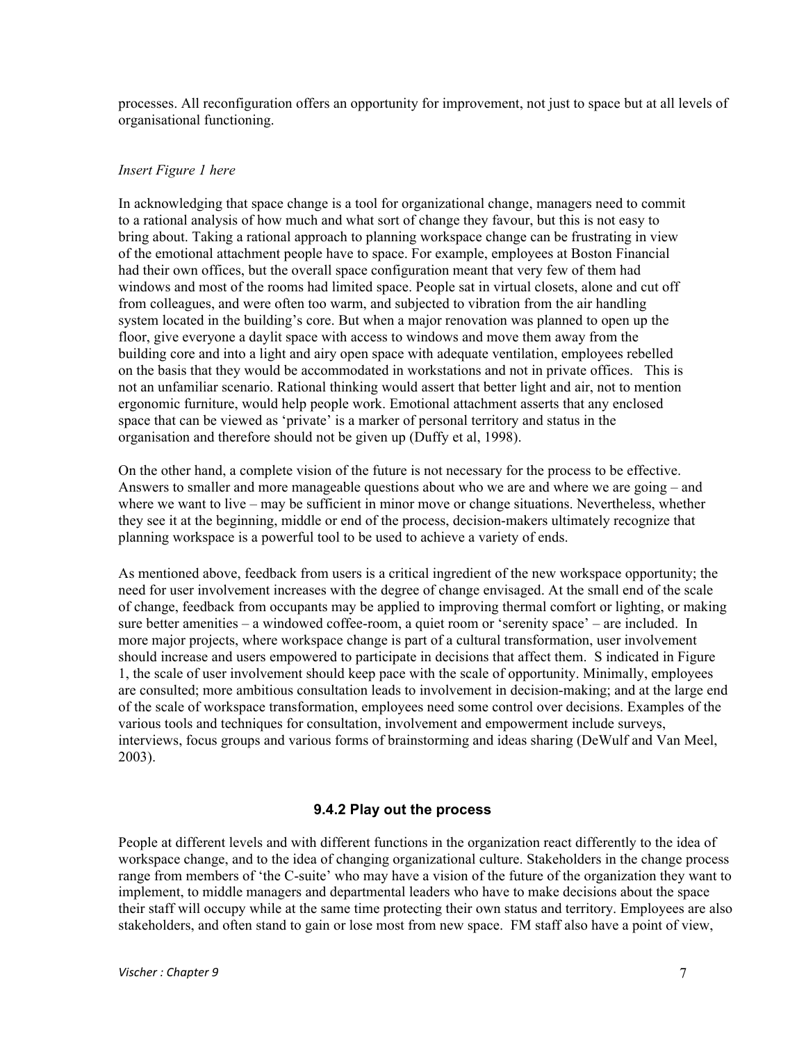processes. All reconfiguration offers an opportunity for improvement, not just to space but at all levels of organisational functioning.

*Insert Figure 1 here*

In acknowledging that space change is a tool for organizational change, managers need to commit to a rational analysis of how much and what sort of change they favour, but this is not easy to bring about. Taking a rational approach to planning workspace change can be frustrating in view of the emotional attachment people have to space. For example, employees at Boston Financial had their own offices, but the overall space configuration meant that very few of them had windows and most of the rooms had limited space. People sat in virtual closets, alone and cut off from colleagues, and were often too warm, and subjected to vibration from the air handling system located in the building's core. But when a major renovation was planned to open up the floor, give everyone a daylit space with access to windows and move them away from the building core and into a light and airy open space with adequate ventilation, employees rebelled on the basis that they would be accommodated in workstations and not in private offices. This is not an unfamiliar scenario. Rational thinking would assert that better light and air, not to mention ergonomic furniture, would help people work. Emotional attachment asserts that any enclosed space that can be viewed as 'private' is a marker of personal territory and status in the organisation and therefore should not be given up (Duffy et al, 1998).

On the other hand, a complete vision of the future is not necessary for the process to be effective. Answers to smaller and more manageable questions about who we are and where we are going – and where we want to live – may be sufficient in minor move or change situations. Nevertheless, whether they see it at the beginning, middle or end of the process, decision-makers ultimately recognize that planning workspace is a powerful tool to be used to achieve a variety of ends.

As mentioned above, feedback from users is a critical ingredient of the new workspace opportunity; the need for user involvement increases with the degree of change envisaged. At the small end of the scale of change, feedback from occupants may be applied to improving thermal comfort or lighting, or making sure better amenities – a windowed coffee-room, a quiet room or 'serenity space' – are included. In more major projects, where workspace change is part of a cultural transformation, user involvement should increase and users empowered to participate in decisions that affect them. S indicated in Figure 1, the scale of user involvement should keep pace with the scale of opportunity. Minimally, employees are consulted; more ambitious consultation leads to involvement in decision-making; and at the large end of the scale of workspace transformation, employees need some control over decisions. Examples of the various tools and techniques for consultation, involvement and empowerment include surveys, interviews, focus groups and various forms of brainstorming and ideas sharing (DeWulf and Van Meel, 2003).

### 9.4.2 Play out the process

People at different levels and with different functions in the organization react differently to the idea of workspace change, and to the idea of changing organizational culture. Stakeholders in the change process range from members of 'the C-suite' who may have a vision of the future of the organization they want to implement, to middle managers and departmental leaders who have to make decisions about the space their staff will occupy while at the same time protecting their own status and territory. Employees are also stakeholders, and often stand to gain or lose most from new space. FM staff also have a point of view,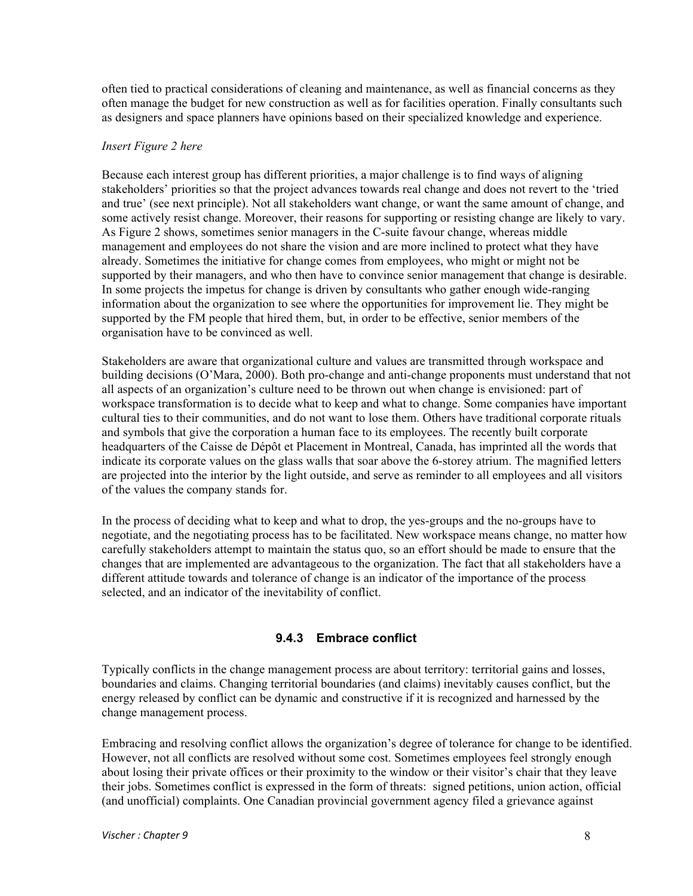often tied to practical considerations of cleaning and maintenance, as well as financial concerns as they often manage the budget for new construction as well as for facilities operation. Finally consultants such as designers and space planners have opinions based on their specialized knowledge and experience.

*Insert Figure 2 here*

Because each interest group has different priorities, a major challenge is to find ways of aligning stakeholders' priorities so that the project advances towards real change and does not revert to the 'tried and true' (see next principle). Not all stakeholders want change, or want the same amount of change, and some actively resist change. Moreover, their reasons for supporting or resisting change are likely to vary. As Figure 2 shows, sometimes senior managers in the C-suite favour change, whereas middle management and employees do not share the vision and are more inclined to protect what they have already. Sometimes the initiative for change comes from employees, who might or might not be supported by their managers, and who then have to convince senior management that change is desirable. In some projects the impetus for change is driven by consultants who gather enough wide-ranging information about the organization to see where the opportunities for improvement lie. They might be supported by the FM people that hired them, but, in order to be effective, senior members of the organisation have to be convinced as well.

Stakeholders are aware that organizational culture and values are transmitted through workspace and building decisions (O'Mara, 2000). Both pro-change and anti-change proponents must understand that not all aspects of an organization's culture need to be thrown out when change is envisioned: part of workspace transformation is to decide what to keep and what to change. Some companies have important cultural ties to their communities, and do not want to lose them. Others have traditional corporate rituals and symbols that give the corporation a human face to its employees. The recently built corporate headquarters of the Caisse de Dépôt et Placement in Montreal, Canada, has imprinted all the words that indicate its corporate values on the glass walls that soar above the 6-storey atrium. The magnified letters are projected into the interior by the light outside, and serve as reminder to all employees and all visitors of the values the company stands for.

In the process of deciding what to keep and what to drop, the yes-groups and the no-groups have to negotiate, and the negotiating process has to be facilitated. New workspace means change, no matter how carefully stakeholders attempt to maintain the status quo, so an effort should be made to ensure that the changes that are implemented are advantageous to the organization. The fact that all stakeholders have a different attitude towards and tolerance of change is an indicator of the importance of the process selected, and an indicator of the inevitability of conflict.

### 9.4.3 Embrace conflict

Typically conflicts in the change management process are about territory: territorial gains and losses, boundaries and claims. Changing territorial boundaries (and claims) inevitably causes conflict, but the energy released by conflict can be dynamic and constructive if it is recognized and harnessed by the change management process.

Embracing and resolving conflict allows the organization's degree of tolerance for change to be identified. However, not all conflicts are resolved without some cost. Sometimes employees feel strongly enough about losing their private offices or their proximity to the window or their visitor's chair that they leave their jobs. Sometimes conflict is expressed in the form of threats: signed petitions, union action, official (and unofficial) complaints. One Canadian provincial government agency filed a grievance against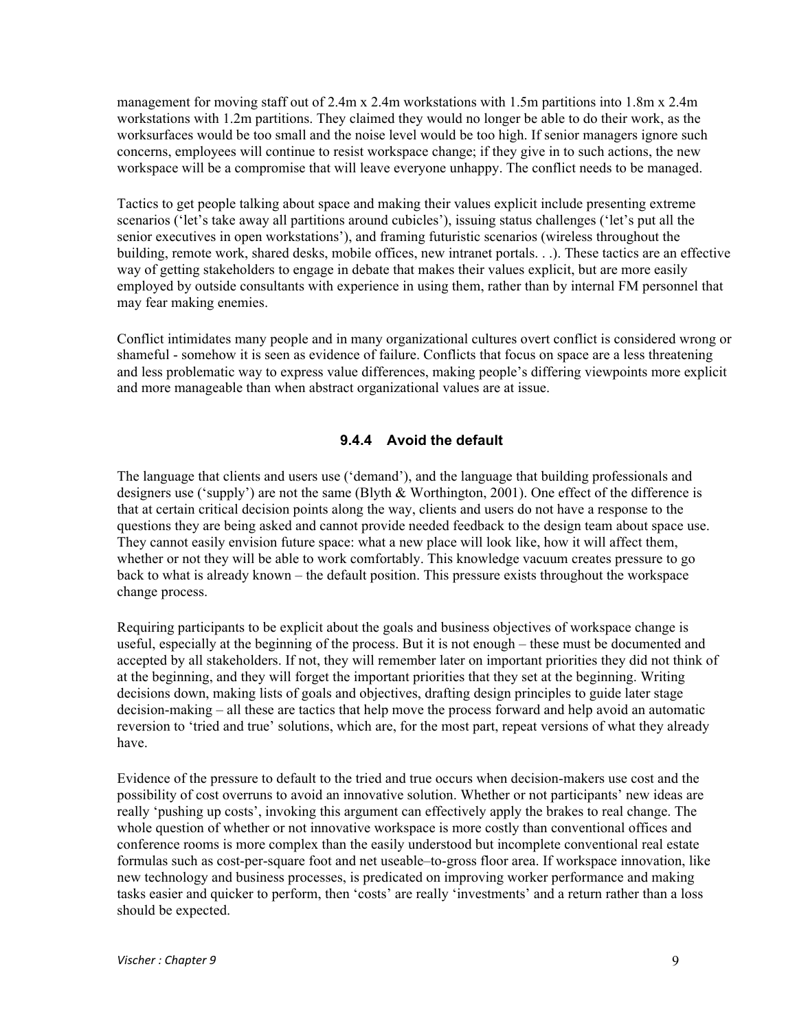management for moving staff out of 2.4m x 2.4m workstations with 1.5m partitions into 1.8m x 2.4m workstations with 1.2m partitions. They claimed they would no longer be able to do their work, as the worksurfaces would be too small and the noise level would be too high. If senior managers ignore such concerns, employees will continue to resist workspace change; if they give in to such actions, the new workspace will be a compromise that will leave everyone unhappy. The conflict needs to be managed.

Tactics to get people talking about space and making their values explicit include presenting extreme scenarios ('let's take away all partitions around cubicles'), issuing status challenges ('let's put all the senior executives in open workstations'), and framing futuristic scenarios (wireless throughout the building, remote work, shared desks, mobile offices, new intranet portals. . .). These tactics are an effective way of getting stakeholders to engage in debate that makes their values explicit, but are more easily employed by outside consultants with experience in using them, rather than by internal FM personnel that may fear making enemies.

Conflict intimidates many people and in many organizational cultures overt conflict is considered wrong or shameful - somehow it is seen as evidence of failure. Conflicts that focus on space are a less threatening and less problematic way to express value differences, making people's differing viewpoints more explicit and more manageable than when abstract organizational values are at issue.

### 9.4.4 Avoid the default

The language that clients and users use ('demand'), and the language that building professionals and designers use ('supply') are not the same (Blyth & Worthington, 2001). One effect of the difference is that at certain critical decision points along the way, clients and users do not have a response to the questions they are being asked and cannot provide needed feedback to the design team about space use. They cannot easily envision future space: what a new place will look like, how it will affect them, whether or not they will be able to work comfortably. This knowledge vacuum creates pressure to go back to what is already known – the default position. This pressure exists throughout the workspace change process.

Requiring participants to be explicit about the goals and business objectives of workspace change is useful, especially at the beginning of the process. But it is not enough – these must be documented and accepted by all stakeholders. If not, they will remember later on important priorities they did not think of at the beginning, and they will forget the important priorities that they set at the beginning. Writing decisions down, making lists of goals and objectives, drafting design principles to guide later stage decision-making – all these are tactics that help move the process forward and help avoid an automatic reversion to 'tried and true' solutions, which are, for the most part, repeat versions of what they already have.

Evidence of the pressure to default to the tried and true occurs when decision-makers use cost and the possibility of cost overruns to avoid an innovative solution. Whether or not participants' new ideas are really 'pushing up costs', invoking this argument can effectively apply the brakes to real change. The whole question of whether or not innovative workspace is more costly than conventional offices and conference rooms is more complex than the easily understood but incomplete conventional real estate formulas such as cost-per-square foot and net useable–to-gross floor area. If workspace innovation, like new technology and business processes, is predicated on improving worker performance and making tasks easier and quicker to perform, then 'costs' are really 'investments' and a return rather than a loss should be expected.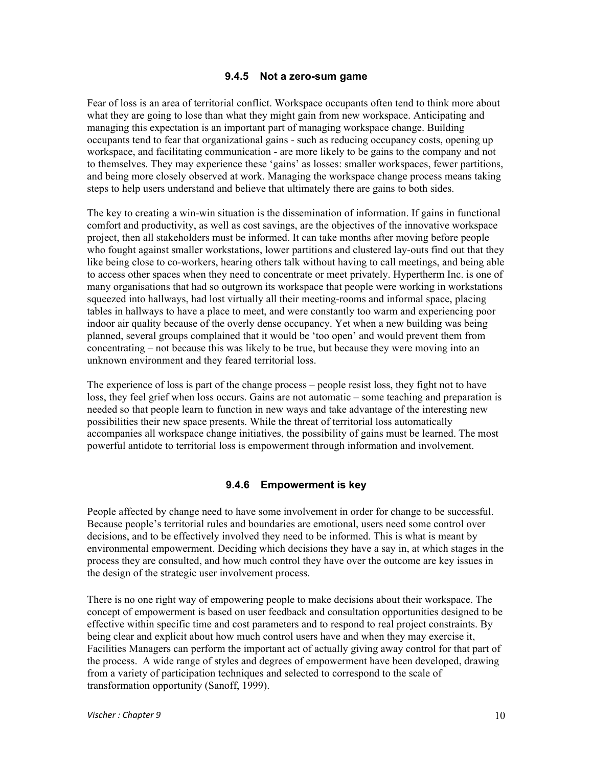### 9.4.5 Not a zero-sum game

Fear of loss is an area of territorial conflict. Workspace occupants often tend to think more about what they are going to lose than what they might gain from new workspace. Anticipating and managing this expectation is an important part of managing workspace change. Building occupants tend to fear that organizational gains - such as reducing occupancy costs, opening up workspace, and facilitating communication - are more likely to be gains to the company and not to themselves. They may experience these 'gains' as losses: smaller workspaces, fewer partitions, and being more closely observed at work. Managing the workspace change process means taking steps to help users understand and believe that ultimately there are gains to both sides.

The key to creating a win-win situation is the dissemination of information. If gains in functional comfort and productivity, as well as cost savings, are the objectives of the innovative workspace project, then all stakeholders must be informed. It can take months after moving before people who fought against smaller workstations, lower partitions and clustered lay-outs find out that they like being close to co-workers, hearing others talk without having to call meetings, and being able to access other spaces when they need to concentrate or meet privately. Hypertherm Inc. is one of many organisations that had so outgrown its workspace that people were working in workstations squeezed into hallways, had lost virtually all their meeting-rooms and informal space, placing tables in hallways to have a place to meet, and were constantly too warm and experiencing poor indoor air quality because of the overly dense occupancy. Yet when a new building was being planned, several groups complained that it would be 'too open' and would prevent them from concentrating – not because this was likely to be true, but because they were moving into an unknown environment and they feared territorial loss.

The experience of loss is part of the change process – people resist loss, they fight not to have loss, they feel grief when loss occurs. Gains are not automatic – some teaching and preparation is needed so that people learn to function in new ways and take advantage of the interesting new possibilities their new space presents. While the threat of territorial loss automatically accompanies all workspace change initiatives, the possibility of gains must be learned. The most powerful antidote to territorial loss is empowerment through information and involvement.

### 9.4.6 Empowerment is key

People affected by change need to have some involvement in order for change to be successful. Because people's territorial rules and boundaries are emotional, users need some control over decisions, and to be effectively involved they need to be informed. This is what is meant by environmental empowerment. Deciding which decisions they have a say in, at which stages in the process they are consulted, and how much control they have over the outcome are key issues in the design of the strategic user involvement process.

There is no one right way of empowering people to make decisions about their workspace. The concept of empowerment is based on user feedback and consultation opportunities designed to be effective within specific time and cost parameters and to respond to real project constraints. By being clear and explicit about how much control users have and when they may exercise it, Facilities Managers can perform the important act of actually giving away control for that part of the process. A wide range of styles and degrees of empowerment have been developed, drawing from a variety of participation techniques and selected to correspond to the scale of transformation opportunity (Sanoff, 1999).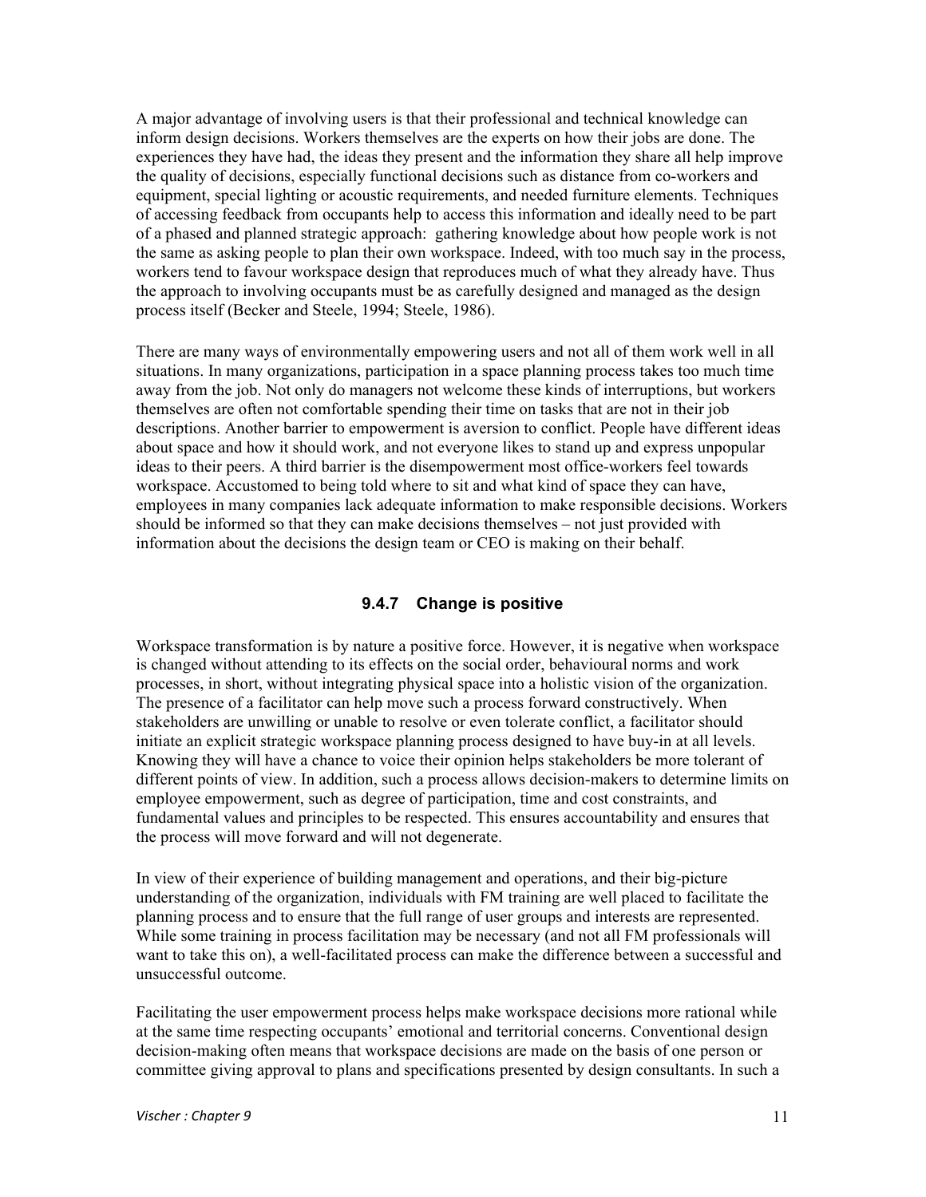A major advantage of involving users is that their professional and technical knowledge can inform design decisions. Workers themselves are the experts on how their jobs are done. The experiences they have had, the ideas they present and the information they share all help improve the quality of decisions, especially functional decisions such as distance from co-workers and equipment, special lighting or acoustic requirements, and needed furniture elements. Techniques of accessing feedback from occupants help to access this information and ideally need to be part of a phased and planned strategic approach:  gathering knowledge about how people work is not the same as asking people to plan their own workspace. Indeed, with too much say in the process, workers tend to favour workspace design that reproduces much of what they already have. Thus the approach to involving occupants must be as carefully designed and managed as the design process itself (Becker and Steele, 1994; Steele, 1986).

There are many ways of environmentally empowering users and not all of them work well in all situations. In many organizations, participation in a space planning process takes too much time away from the job. Not only do managers not welcome these kinds of interruptions, but workers themselves are often not comfortable spending their time on tasks that are not in their job descriptions. Another barrier to empowerment is aversion to conflict. People have different ideas about space and how it should work, and not everyone likes to stand up and express unpopular ideas to their peers. A third barrier is the disempowerment most office-workers feel towards workspace. Accustomed to being told where to sit and what kind of space they can have, employees in many companies lack adequate information to make responsible decisions. Workers should be informed so that they can make decisions themselves – not just provided with information about the decisions the design team or CEO is making on their behalf.

### 9.4.7 Change is positive

Workspace transformation is by nature a positive force. However, it is negative when workspace is changed without attending to its effects on the social order, behavioural norms and work processes, in short, without integrating physical space into a holistic vision of the organization. The presence of a facilitator can help move such a process forward constructively. When stakeholders are unwilling or unable to resolve or even tolerate conflict, a facilitator should initiate an explicit strategic workspace planning process designed to have buy-in at all levels. Knowing they will have a chance to voice their opinion helps stakeholders be more tolerant of different points of view. In addition, such a process allows decision-makers to determine limits on employee empowerment, such as degree of participation, time and cost constraints, and fundamental values and principles to be respected. This ensures accountability and ensures that the process will move forward and will not degenerate.

In view of their experience of building management and operations, and their big-picture understanding of the organization, individuals with FM training are well placed to facilitate the planning process and to ensure that the full range of user groups and interests are represented. While some training in process facilitation may be necessary (and not all FM professionals will want to take this on), a well-facilitated process can make the difference between a successful and unsuccessful outcome.

Facilitating the user empowerment process helps make workspace decisions more rational while at the same time respecting occupants' emotional and territorial concerns. Conventional design decision-making often means that workspace decisions are made on the basis of one person or committee giving approval to plans and specifications presented by design consultants. In such a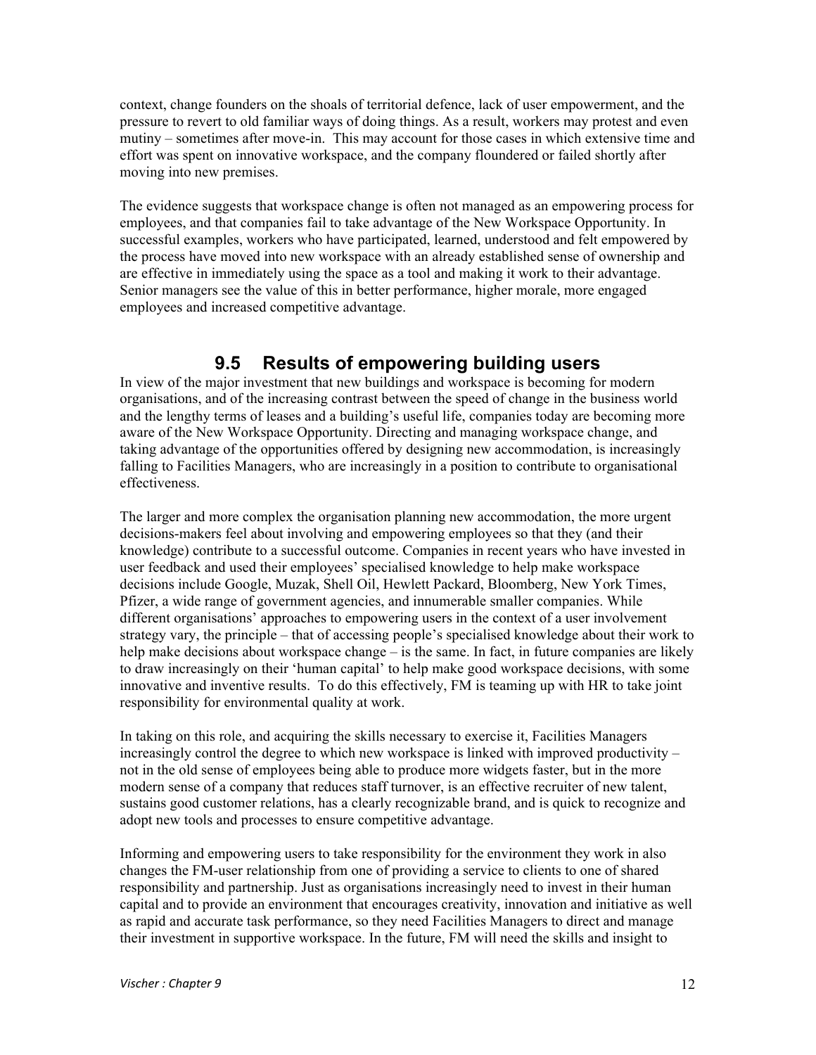context, change founders on the shoals of territorial defence, lack of user empowerment, and the pressure to revert to old familiar ways of doing things. As a result, workers may protest and even mutiny – sometimes after move-in. This may account for those cases in which extensive time and effort was spent on innovative workspace, and the company floundered or failed shortly after moving into new premises.

The evidence suggests that workspace change is often not managed as an empowering process for employees, and that companies fail to take advantage of the New Workspace Opportunity. In successful examples, workers who have participated, learned, understood and felt empowered by the process have moved into new workspace with an already established sense of ownership and are effective in immediately using the space as a tool and making it work to their advantage. Senior managers see the value of this in better performance, higher morale, more engaged employees and increased competitive advantage.

## 9.5 Results of empowering building users

In view of the major investment that new buildings and workspace is becoming for modern organisations, and of the increasing contrast between the speed of change in the business world and the lengthy terms of leases and a building's useful life, companies today are becoming more aware of the New Workspace Opportunity. Directing and managing workspace change, and taking advantage of the opportunities offered by designing new accommodation, is increasingly falling to Facilities Managers, who are increasingly in a position to contribute to organisational effectiveness.

The larger and more complex the organisation planning new accommodation, the more urgent decisions-makers feel about involving and empowering employees so that they (and their knowledge) contribute to a successful outcome. Companies in recent years who have invested in user feedback and used their employees' specialised knowledge to help make workspace decisions include Google, Muzak, Shell Oil, Hewlett Packard, Bloomberg, New York Times, Pfizer, a wide range of government agencies, and innumerable smaller companies. While different organisations' approaches to empowering users in the context of a user involvement strategy vary, the principle – that of accessing people's specialised knowledge about their work to help make decisions about workspace change – is the same. In fact, in future companies are likely to draw increasingly on their 'human capital' to help make good workspace decisions, with some innovative and inventive results. To do this effectively, FM is teaming up with HR to take joint responsibility for environmental quality at work.

In taking on this role, and acquiring the skills necessary to exercise it, Facilities Managers increasingly control the degree to which new workspace is linked with improved productivity – not in the old sense of employees being able to produce more widgets faster, but in the more modern sense of a company that reduces staff turnover, is an effective recruiter of new talent, sustains good customer relations, has a clearly recognizable brand, and is quick to recognize and adopt new tools and processes to ensure competitive advantage.

Informing and empowering users to take responsibility for the environment they work in also changes the FM-user relationship from one of providing a service to clients to one of shared responsibility and partnership. Just as organisations increasingly need to invest in their human capital and to provide an environment that encourages creativity, innovation and initiative as well as rapid and accurate task performance, so they need Facilities Managers to direct and manage their investment in supportive workspace. In the future, FM will need the skills and insight to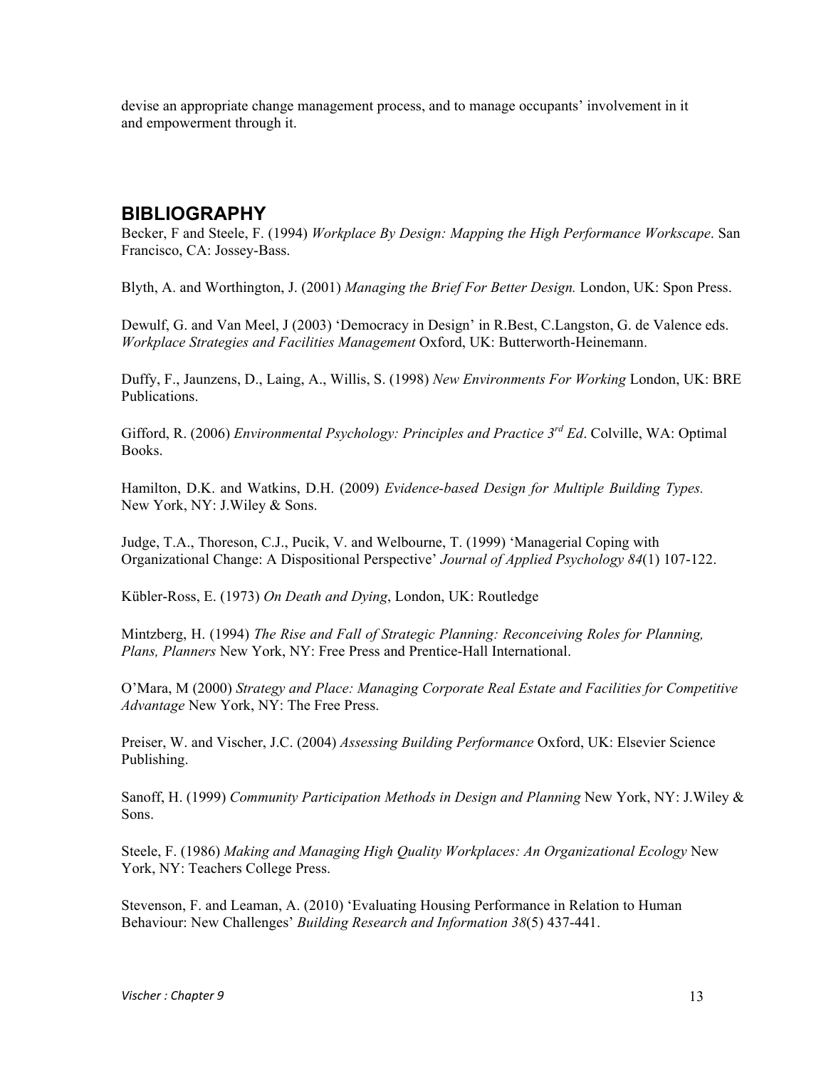devise an appropriate change management process, and to manage occupants' involvement in it and empowerment through it.

## BIBLIOGRAPHY

Becker, F and Steele, F. (1994) *Workplace By Design: Mapping the High Performance Workscape*. San Francisco, CA: Jossey-Bass.

Blyth, A. and Worthington, J. (2001) *Managing the Brief For Better Design.* London, UK: Spon Press.

Dewulf, G. and Van Meel, J (2003) 'Democracy in Design' in R.Best, C.Langston, G. de Valence eds. *Workplace Strategies and Facilities Management* Oxford, UK: Butterworth-Heinemann.

Duffy, F., Jaunzens, D., Laing, A., Willis, S. (1998) *New Environments For Working* London, UK: BRE Publications.

Gifford, R. (2006) *Environmental Psychology: Principles and Practice 3rd Ed*. Colville, WA: Optimal Books.

Hamilton, D.K. and Watkins, D.H. (2009) *Evidence-based Design for Multiple Building Types.* New York, NY: J.Wiley & Sons.

Judge, T.A., Thoreson, C.J., Pucik, V. and Welbourne, T. (1999) 'Managerial Coping with Organizational Change: A Dispositional Perspective' *Journal of Applied Psychology 84*(1) 107-122.

Kübler-Ross, E. (1973) *On Death and Dying*, London, UK: Routledge

Mintzberg, H. (1994) *The Rise and Fall of Strategic Planning: Reconceiving Roles for Planning, Plans, Planners* New York, NY: Free Press and Prentice-Hall International.

O'Mara, M (2000) *Strategy and Place: Managing Corporate Real Estate and Facilities for Competitive Advantage* New York, NY: The Free Press.

Preiser, W. and Vischer, J.C. (2004) *Assessing Building Performance* Oxford, UK: Elsevier Science Publishing.

Sanoff, H. (1999) *Community Participation Methods in Design and Planning* New York, NY: J.Wiley & Sons.

Steele, F. (1986) *Making and Managing High Quality Workplaces: An Organizational Ecology* New York, NY: Teachers College Press.

Stevenson, F. and Leaman, A. (2010) 'Evaluating Housing Performance in Relation to Human Behaviour: New Challenges' *Building Research and Information 38*(5) 437-441.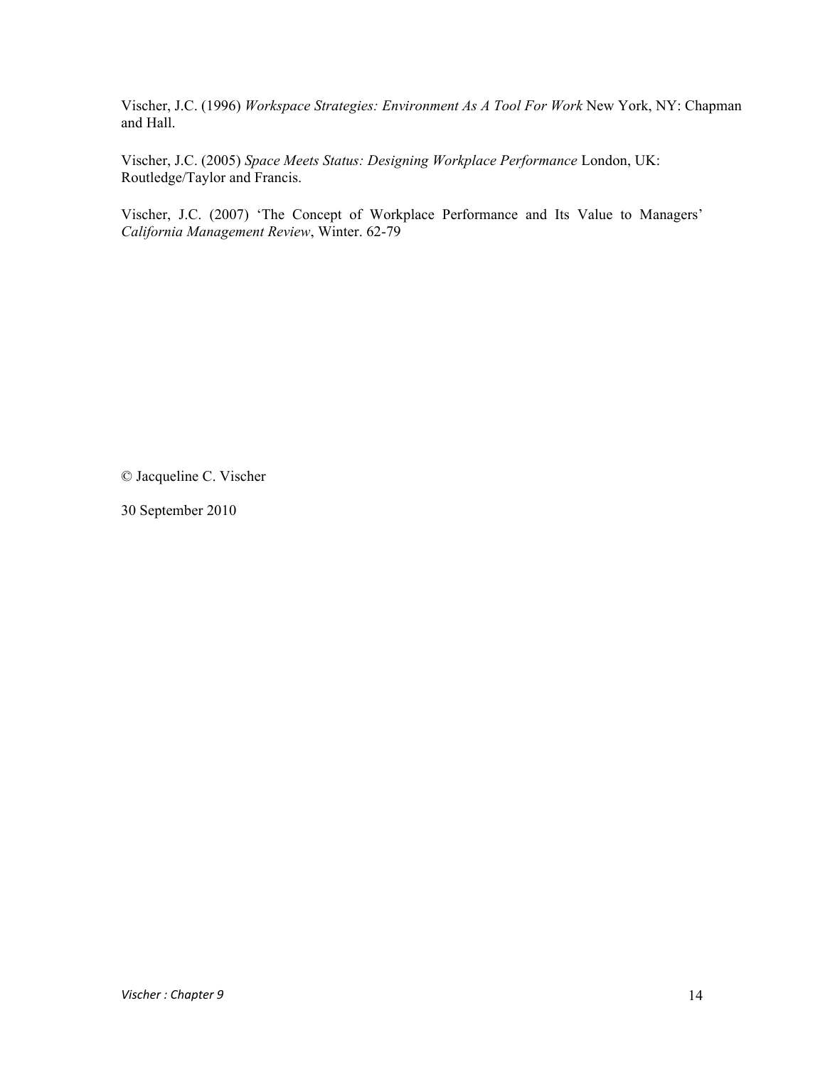Vischer, J.C. (1996) *Workspace Strategies: Environment As A Tool For Work* New York, NY: Chapman and Hall.

Vischer, J.C. (2005) *Space Meets Status: Designing Workplace Performance* London, UK: Routledge/Taylor and Francis.

Vischer, J.C. (2007) 'The Concept of Workplace Performance and Its Value to Managers' *California Management Review*, Winter. 62-79

© Jacqueline C. Vischer

30 September 2010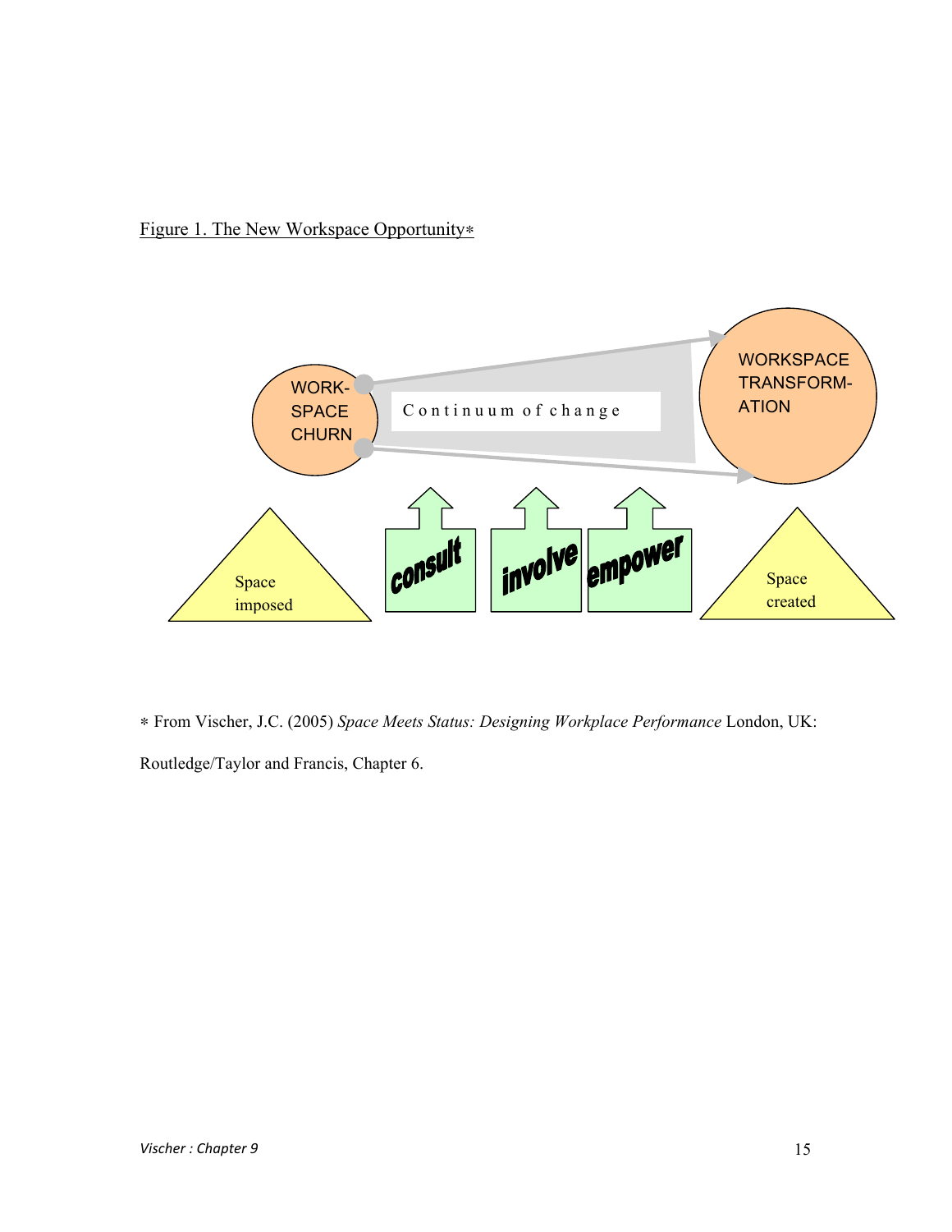Figure 1. The New Workspace Opportunity*

WORK-SPACE CHURN

Continuum of change

WORKSPACE TRANSFORM-ATION

Space imposed

consult

involve

empower

Space created

* From Vischer, J.C. (2005) *Space Meets Status: Designing Workplace Performance* London, UK: Routledge/Taylor and Francis, Chapter 6.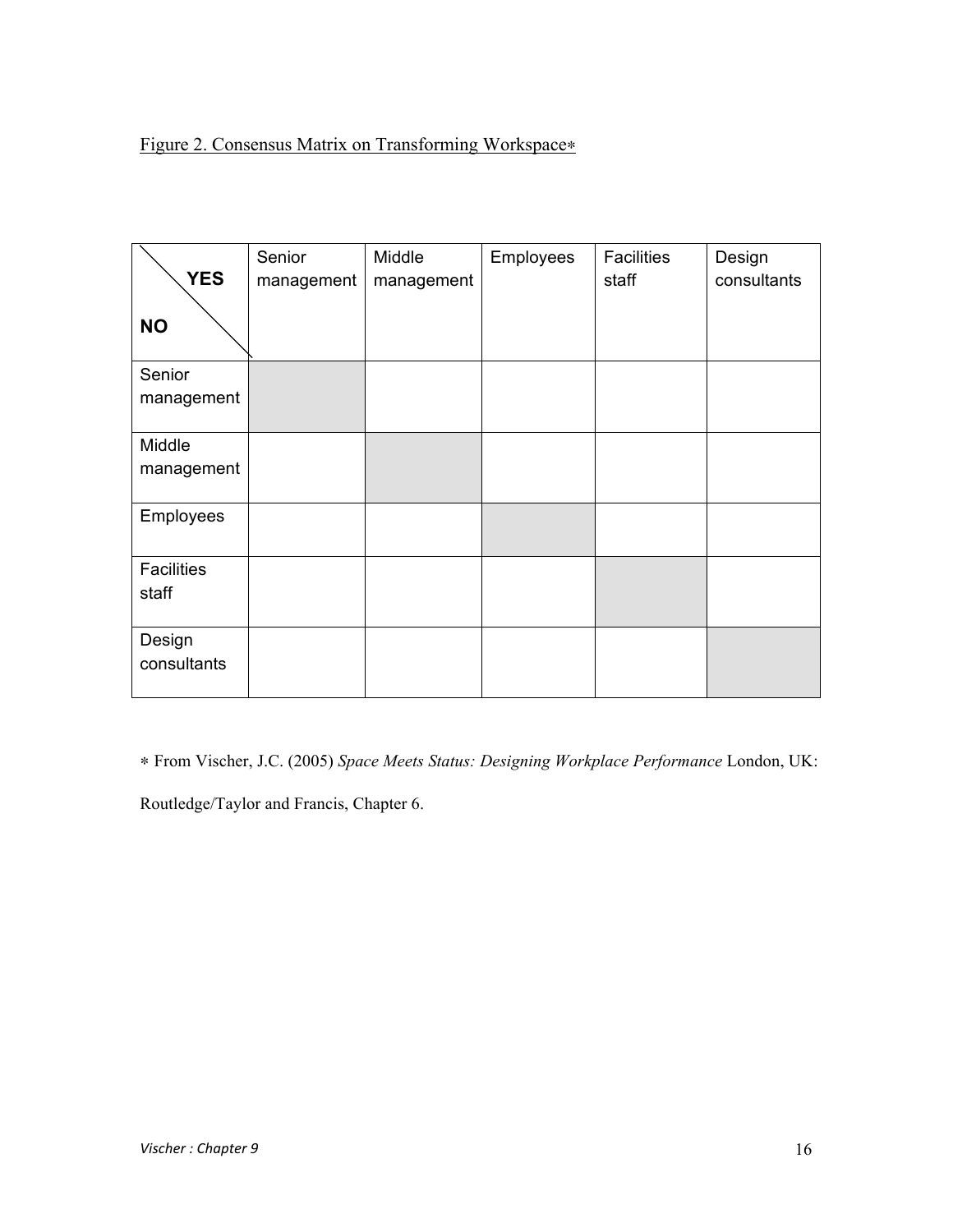Figure 2. Consensus Matrix on Transforming Workspace*

| YES / NO | Senior management | Middle management | Employees | Facilities staff | Design consultants |
|---|---|---|---|---|---|
| Senior management | | | | | |
| Middle management | | | | | |
| Employees | | | | | |
| Facilities staff | | | | | |
| Design consultants | | | | | |

* From Vischer, J.C. (2005) *Space Meets Status: Designing Workplace Performance* London, UK: Routledge/Taylor and Francis, Chapter 6.